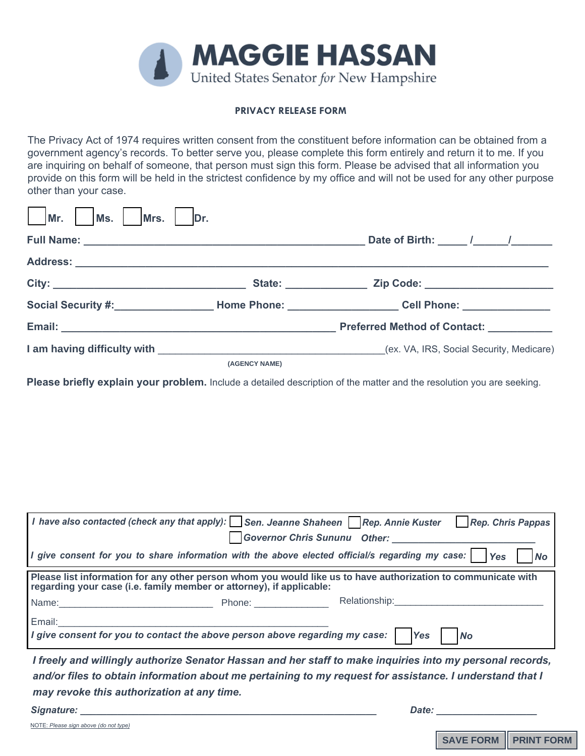# MAGGIE HASSAN

United States Senator *for* New Hampshire

## PRIVACY RELEASE FORM

The Privacy Act of 1974 requires written consent from the constituent before information can be obtained from a government agency's records. To better serve you, please complete this form entirely and return it to me. If you are inquiring on behalf of someone, that person must sign this form. Please be advised that all information you provide on this form will be held in the strictest confidence by my office and will not be used for any other purpose other than your case.

☐ **Mr.** ☐ **Ms.** ☐ **Mrs.** ☐ **Dr.**

**Full Name:** ______________________________________________ **Date of Birth:** _____ /______/_______

**Address:** ______________________________________________________________________________

**City:** _______________________________ **State:** _____________ **Zip Code:** ____________________

**Social Security #:**________________ **Home Phone:** __________________ **Cell Phone:** _______________

**Email:** ____________________________________________ **Preferred Method of Contact:** ___________

**I am having difficulty with** ________________________________________(ex. VA, IRS, Social Security, Medicare)

(AGENCY NAME)

**Please briefly explain your problem.** Include a detailed description of the matter and the resolution you are seeking.

***I have also contacted (check any that apply):*** ☐ ***Sen. Jeanne Shaheen*** ☐ ***Rep. Annie Kuster*** ☐ ***Rep. Chris Pappas*** ☐ ***Governor Chris Sununu*** ***Other:*** _________________________

***I give consent for you to share information with the above elected official/s regarding my case:*** ☐ ***Yes*** ☐ ***No***

**Please list information for any other person whom you would like us to have authorization to communicate with regarding your case (i.e. family member or attorney), if applicable:**

Name:_____________________________ Phone: ______________ Relationship:____________________________

Email:____________________________________________________

***I give consent for you to contact the above person above regarding my case:*** ☐ ***Yes*** ☐ ***No***

***I freely and willingly authorize Senator Hassan and her staff to make inquiries into my personal records, and/or files to obtain information about me pertaining to my request for assistance. I understand that I may revoke this authorization at any time.***

***Signature:*** ______________________________________________________ ***Date:*** __________________

NOTE: *Please sign above (do not type)*

SAVE FORM PRINT FORM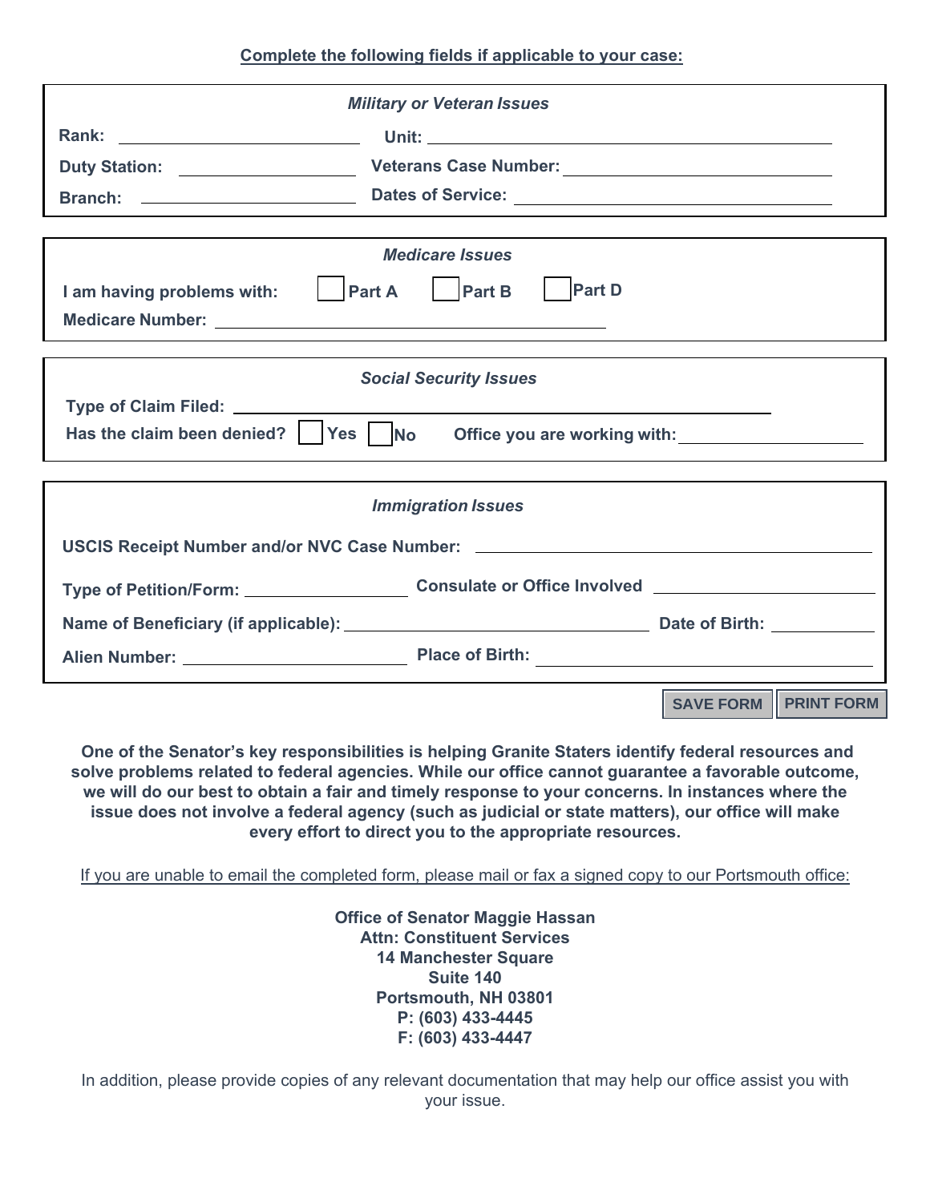<u>**Complete the following fields if applicable to your case:**</u>

***Military or Veteran Issues***

**Rank:** ____________________ **Unit:** ____________________

**Duty Station:** ____________________ **Veterans Case Number:** ____________________

**Branch:** ____________________ **Dates of Service:** ____________________

***Medicare Issues***

**I am having problems with:** ☐ **Part A** ☐ **Part B** ☐ **Part D**

**Medicare Number:** ____________________

***Social Security Issues***

**Type of Claim Filed:** ____________________

**Has the claim been denied?** ☐ **Yes** ☐ **No** **Office you are working with:** ____________________

***Immigration Issues***

**USCIS Receipt Number and/or NVC Case Number:** ____________________

**Type of Petition/Form:** ____________________ **Consulate or Office Involved** ____________________

**Name of Beneficiary (if applicable):** ____________________ **Date of Birth:** ____________________

**Alien Number:** ____________________ **Place of Birth:** ____________________

**SAVE FORM** **PRINT FORM**

**One of the Senator's key responsibilities is helping Granite Staters identify federal resources and solve problems related to federal agencies. While our office cannot guarantee a favorable outcome, we will do our best to obtain a fair and timely response to your concerns. In instances where the issue does not involve a federal agency (such as judicial or state matters), our office will make every effort to direct you to the appropriate resources.**

<u>If you are unable to email the completed form, please mail or fax a signed copy to our Portsmouth office:</u>

**Office of Senator Maggie Hassan**
**Attn: Constituent Services**
**14 Manchester Square**
**Suite 140**
**Portsmouth, NH 03801**
**P: (603) 433-4445**
**F: (603) 433-4447**

In addition, please provide copies of any relevant documentation that may help our office assist you with your issue.